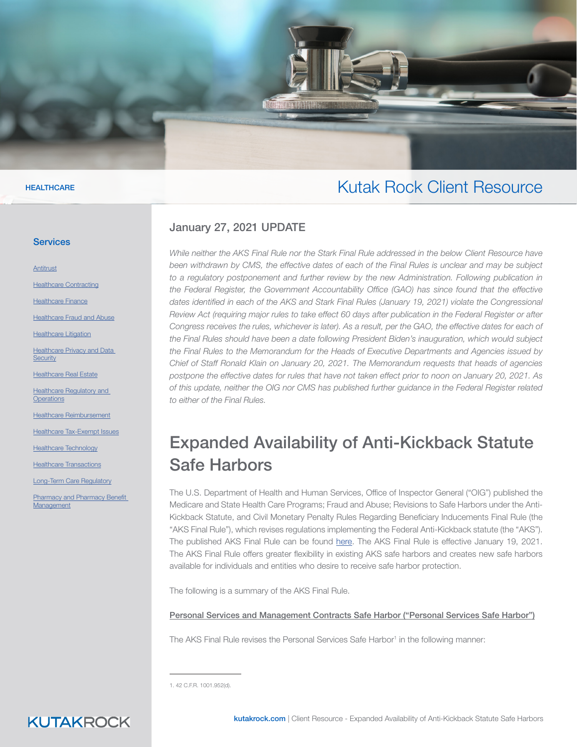HEALTHCARE

# Kutak Rock Client Resource

### Services

[Antitrust]

[Healthcare Contracting]

[Healthcare Finance]

[Healthcare Fraud and Abuse]

[Healthcare Litigation]

[Healthcare Privacy and Data Security]

[Healthcare Real Estate]

[Healthcare Regulatory and Operations]

[Healthcare Reimbursement]

[Healthcare Tax-Exempt Issues]

[Healthcare Technology]

[Healthcare Transactions]

[Long-Term Care Regulatory]

[Pharmacy and Pharmacy Benefit Management]

## January 27, 2021 UPDATE

*While neither the AKS Final Rule nor the Stark Final Rule addressed in the below Client Resource have been withdrawn by CMS, the effective dates of each of the Final Rules is unclear and may be subject to a regulatory postponement and further review by the new Administration. Following publication in the Federal Register, the Government Accountability Office (GAO) has since found that the effective dates identified in each of the AKS and Stark Final Rules (January 19, 2021) violate the Congressional Review Act (requiring major rules to take effect 60 days after publication in the Federal Register or after Congress receives the rules, whichever is later). As a result, per the GAO, the effective dates for each of the Final Rules should have been a date following President Biden's inauguration, which would subject the Final Rules to the Memorandum for the Heads of Executive Departments and Agencies issued by Chief of Staff Ronald Klain on January 20, 2021. The Memorandum requests that heads of agencies postpone the effective dates for rules that have not taken effect prior to noon on January 20, 2021. As of this update, neither the OIG nor CMS has published further guidance in the Federal Register related to either of the Final Rules.*

# Expanded Availability of Anti-Kickback Statute Safe Harbors

The U.S. Department of Health and Human Services, Office of Inspector General ("OIG") published the Medicare and State Health Care Programs; Fraud and Abuse; Revisions to Safe Harbors under the Anti-Kickback Statute, and Civil Monetary Penalty Rules Regarding Beneficiary Inducements Final Rule (the "AKS Final Rule"), which revises regulations implementing the Federal Anti-Kickback statute (the "AKS"). The published AKS Final Rule can be found [here]. The AKS Final Rule is effective January 19, 2021. The AKS Final Rule offers greater flexibility in existing AKS safe harbors and creates new safe harbors available for individuals and entities who desire to receive safe harbor protection.

The following is a summary of the AKS Final Rule.

Personal Services and Management Contracts Safe Harbor ("Personal Services Safe Harbor")

The AKS Final Rule revises the Personal Services Safe Harbor[1] in the following manner:

1. 42 C.F.R. 1001.952(d).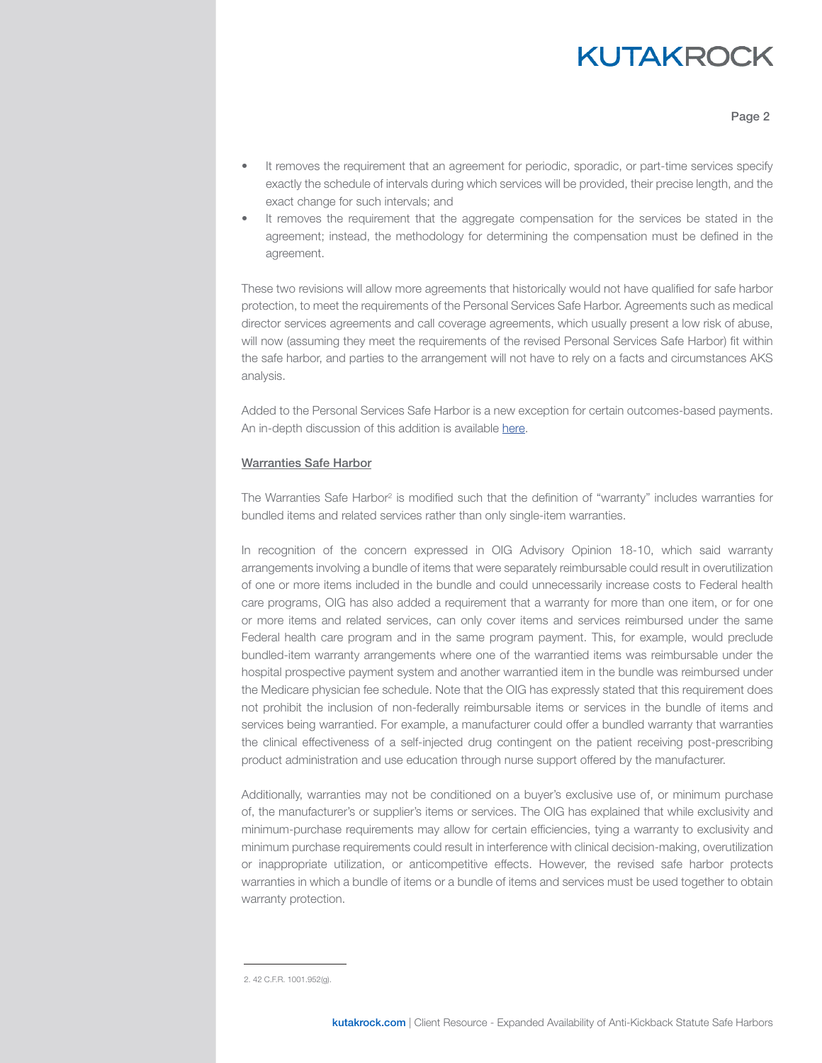- It removes the requirement that an agreement for periodic, sporadic, or part-time services specify exactly the schedule of intervals during which services will be provided, their precise length, and the exact change for such intervals; and
- It removes the requirement that the aggregate compensation for the services be stated in the agreement; instead, the methodology for determining the compensation must be defined in the agreement.

These two revisions will allow more agreements that historically would not have qualified for safe harbor protection, to meet the requirements of the Personal Services Safe Harbor. Agreements such as medical director services agreements and call coverage agreements, which usually present a low risk of abuse, will now (assuming they meet the requirements of the revised Personal Services Safe Harbor) fit within the safe harbor, and parties to the arrangement will not have to rely on a facts and circumstances AKS analysis.

Added to the Personal Services Safe Harbor is a new exception for certain outcomes-based payments. An in-depth discussion of this addition is available here.

**Warranties Safe Harbor**

The Warranties Safe Harbor[2] is modified such that the definition of "warranty" includes warranties for bundled items and related services rather than only single-item warranties.

In recognition of the concern expressed in OIG Advisory Opinion 18-10, which said warranty arrangements involving a bundle of items that were separately reimbursable could result in overutilization of one or more items included in the bundle and could unnecessarily increase costs to Federal health care programs, OIG has also added a requirement that a warranty for more than one item, or for one or more items and related services, can only cover items and services reimbursed under the same Federal health care program and in the same program payment. This, for example, would preclude bundled-item warranty arrangements where one of the warrantied items was reimbursable under the hospital prospective payment system and another warrantied item in the bundle was reimbursed under the Medicare physician fee schedule. Note that the OIG has expressly stated that this requirement does not prohibit the inclusion of non-federally reimbursable items or services in the bundle of items and services being warrantied. For example, a manufacturer could offer a bundled warranty that warranties the clinical effectiveness of a self-injected drug contingent on the patient receiving post-prescribing product administration and use education through nurse support offered by the manufacturer.

Additionally, warranties may not be conditioned on a buyer's exclusive use of, or minimum purchase of, the manufacturer's or supplier's items or services. The OIG has explained that while exclusivity and minimum-purchase requirements may allow for certain efficiencies, tying a warranty to exclusivity and minimum purchase requirements could result in interference with clinical decision-making, overutilization or inappropriate utilization, or anticompetitive effects. However, the revised safe harbor protects warranties in which a bundle of items or a bundle of items and services must be used together to obtain warranty protection.

---

2. 42 C.F.R. 1001.952(g).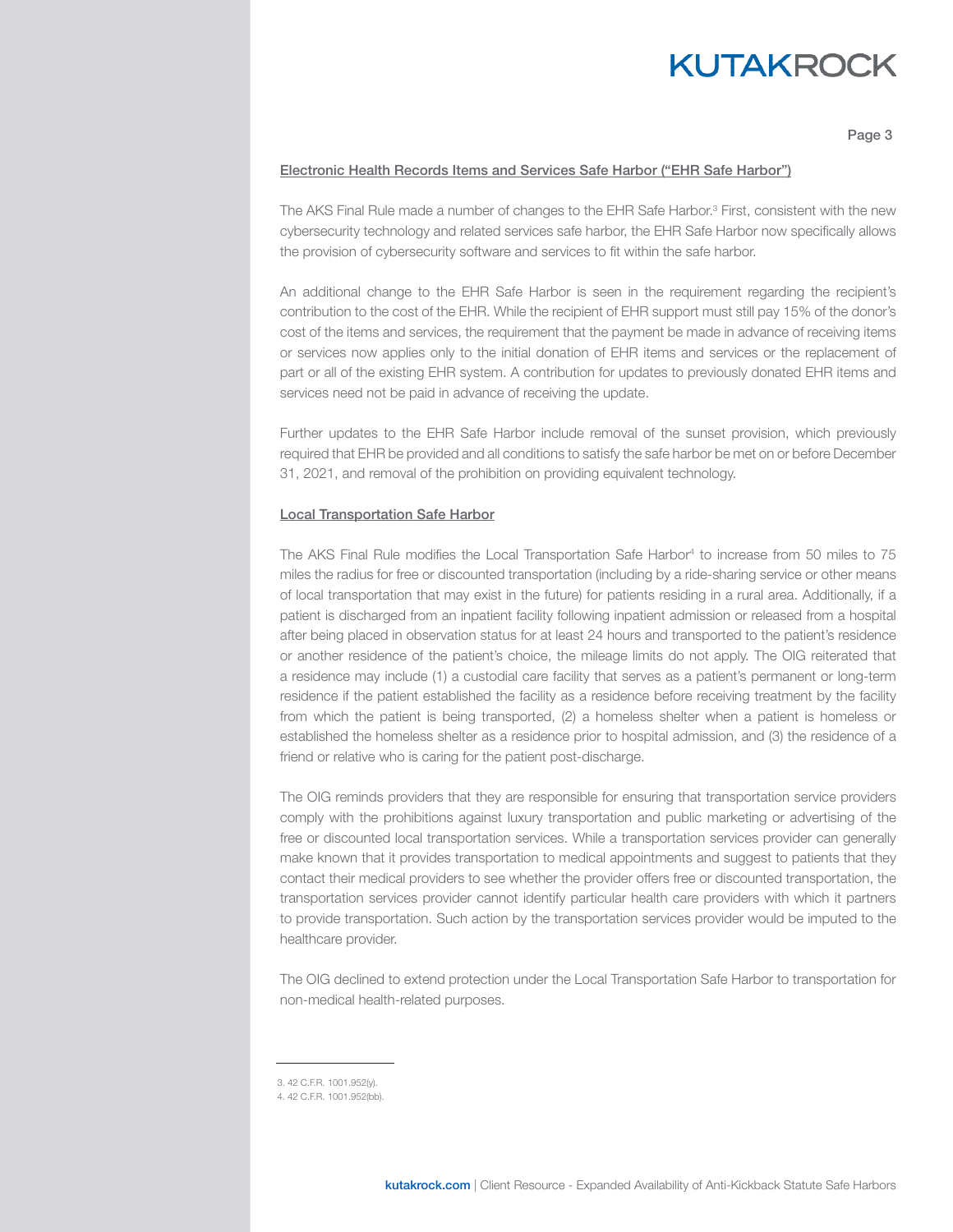## Electronic Health Records Items and Services Safe Harbor ("EHR Safe Harbor")

The AKS Final Rule made a number of changes to the EHR Safe Harbor.[3] First, consistent with the new cybersecurity technology and related services safe harbor, the EHR Safe Harbor now specifically allows the provision of cybersecurity software and services to fit within the safe harbor.

An additional change to the EHR Safe Harbor is seen in the requirement regarding the recipient's contribution to the cost of the EHR. While the recipient of EHR support must still pay 15% of the donor's cost of the items and services, the requirement that the payment be made in advance of receiving items or services now applies only to the initial donation of EHR items and services or the replacement of part or all of the existing EHR system. A contribution for updates to previously donated EHR items and services need not be paid in advance of receiving the update.

Further updates to the EHR Safe Harbor include removal of the sunset provision, which previously required that EHR be provided and all conditions to satisfy the safe harbor be met on or before December 31, 2021, and removal of the prohibition on providing equivalent technology.

## Local Transportation Safe Harbor

The AKS Final Rule modifies the Local Transportation Safe Harbor[4] to increase from 50 miles to 75 miles the radius for free or discounted transportation (including by a ride-sharing service or other means of local transportation that may exist in the future) for patients residing in a rural area. Additionally, if a patient is discharged from an inpatient facility following inpatient admission or released from a hospital after being placed in observation status for at least 24 hours and transported to the patient's residence or another residence of the patient's choice, the mileage limits do not apply. The OIG reiterated that a residence may include (1) a custodial care facility that serves as a patient's permanent or long-term residence if the patient established the facility as a residence before receiving treatment by the facility from which the patient is being transported, (2) a homeless shelter when a patient is homeless or established the homeless shelter as a residence prior to hospital admission, and (3) the residence of a friend or relative who is caring for the patient post-discharge.

The OIG reminds providers that they are responsible for ensuring that transportation service providers comply with the prohibitions against luxury transportation and public marketing or advertising of the free or discounted local transportation services. While a transportation services provider can generally make known that it provides transportation to medical appointments and suggest to patients that they contact their medical providers to see whether the provider offers free or discounted transportation, the transportation services provider cannot identify particular health care providers with which it partners to provide transportation. Such action by the transportation services provider would be imputed to the healthcare provider.

The OIG declined to extend protection under the Local Transportation Safe Harbor to transportation for non-medical health-related purposes.

---

3. 42 C.F.R. 1001.952(y).
4. 42 C.F.R. 1001.952(bb).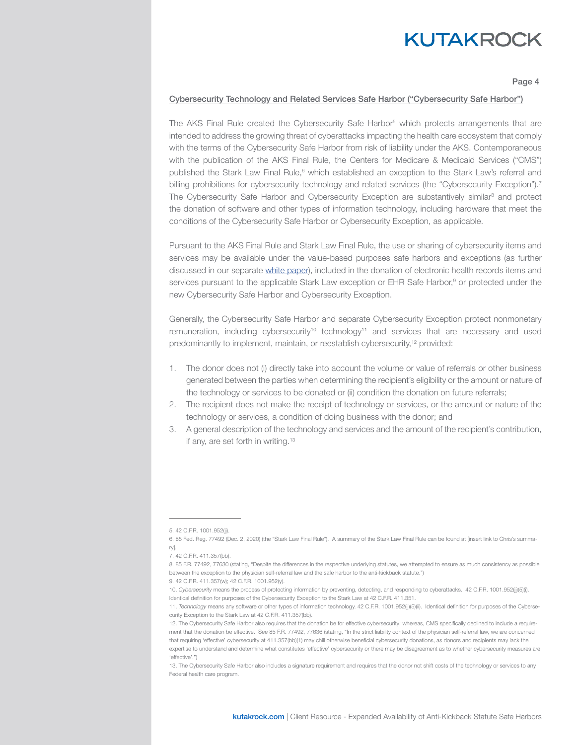Cybersecurity Technology and Related Services Safe Harbor ("Cybersecurity Safe Harbor")

The AKS Final Rule created the Cybersecurity Safe Harbor[5] which protects arrangements that are intended to address the growing threat of cyberattacks impacting the health care ecosystem that comply with the terms of the Cybersecurity Safe Harbor from risk of liability under the AKS. Contemporaneous with the publication of the AKS Final Rule, the Centers for Medicare & Medicaid Services ("CMS") published the Stark Law Final Rule,[6] which established an exception to the Stark Law's referral and billing prohibitions for cybersecurity technology and related services (the "Cybersecurity Exception").[7] The Cybersecurity Safe Harbor and Cybersecurity Exception are substantively similar[8] and protect the donation of software and other types of information technology, including hardware that meet the conditions of the Cybersecurity Safe Harbor or Cybersecurity Exception, as applicable.

Pursuant to the AKS Final Rule and Stark Law Final Rule, the use or sharing of cybersecurity items and services may be available under the value-based purposes safe harbors and exceptions (as further discussed in our separate white paper), included in the donation of electronic health records items and services pursuant to the applicable Stark Law exception or EHR Safe Harbor,[9] or protected under the new Cybersecurity Safe Harbor and Cybersecurity Exception.

Generally, the Cybersecurity Safe Harbor and separate Cybersecurity Exception protect nonmonetary remuneration, including cybersecurity[10] technology[11] and services that are necessary and used predominantly to implement, maintain, or reestablish cybersecurity,[12] provided:

1. The donor does not (i) directly take into account the volume or value of referrals or other business generated between the parties when determining the recipient's eligibility or the amount or nature of the technology or services to be donated or (ii) condition the donation on future referrals;
2. The recipient does not make the receipt of technology or services, or the amount or nature of the technology or services, a condition of doing business with the donor; and
3. A general description of the technology and services and the amount of the recipient's contribution, if any, are set forth in writing.[13]

---

5. 42 C.F.R. 1001.952(jj).

6. 85 Fed. Reg. 77492 (Dec. 2, 2020) (the "Stark Law Final Rule"). A summary of the Stark Law Final Rule can be found at [insert link to Chris's summary].

7. 42 C.F.R. 411.357(bb).

8. 85 F.R. 77492, 77630 (stating, "Despite the differences in the respective underlying statutes, we attempted to ensure as much consistency as possible between the exception to the physician self-referral law and the safe harbor to the anti-kickback statute.")

9. 42 C.F.R. 411.357(w); 42 C.F.R. 1001.952(y).

10. *Cybersecurity* means the process of protecting information by preventing, detecting, and responding to cyberattacks. 42 C.F.R. 1001.952(jj)(5)(i). Identical definition for purposes of the Cybersecurity Exception to the Stark Law at 42 C.F.R. 411.351.

11. *Technology* means any software or other types of information technology. 42 C.F.R. 1001.952(jj)(5)(ii). Identical definition for purposes of the Cybersecurity Exception to the Stark Law at 42 C.F.R. 411.357(bb).

12. The Cybersecurity Safe Harbor also requires that the donation be for effective cybersecurity; whereas, CMS specifically declined to include a requirement that the donation be effective. See 85 F.R. 77492, 77636 (stating, "In the strict liability context of the physician self-referral law, we are concerned that requiring 'effective' cybersecurity at 411.357(bb)(1) may chill otherwise beneficial cybersecurity donations, as donors and recipients may lack the expertise to understand and determine what constitutes 'effective' cybersecurity or there may be disagreement as to whether cybersecurity measures are 'effective'.")

13. The Cybersecurity Safe Harbor also includes a signature requirement and requires that the donor not shift costs of the technology or services to any Federal health care program.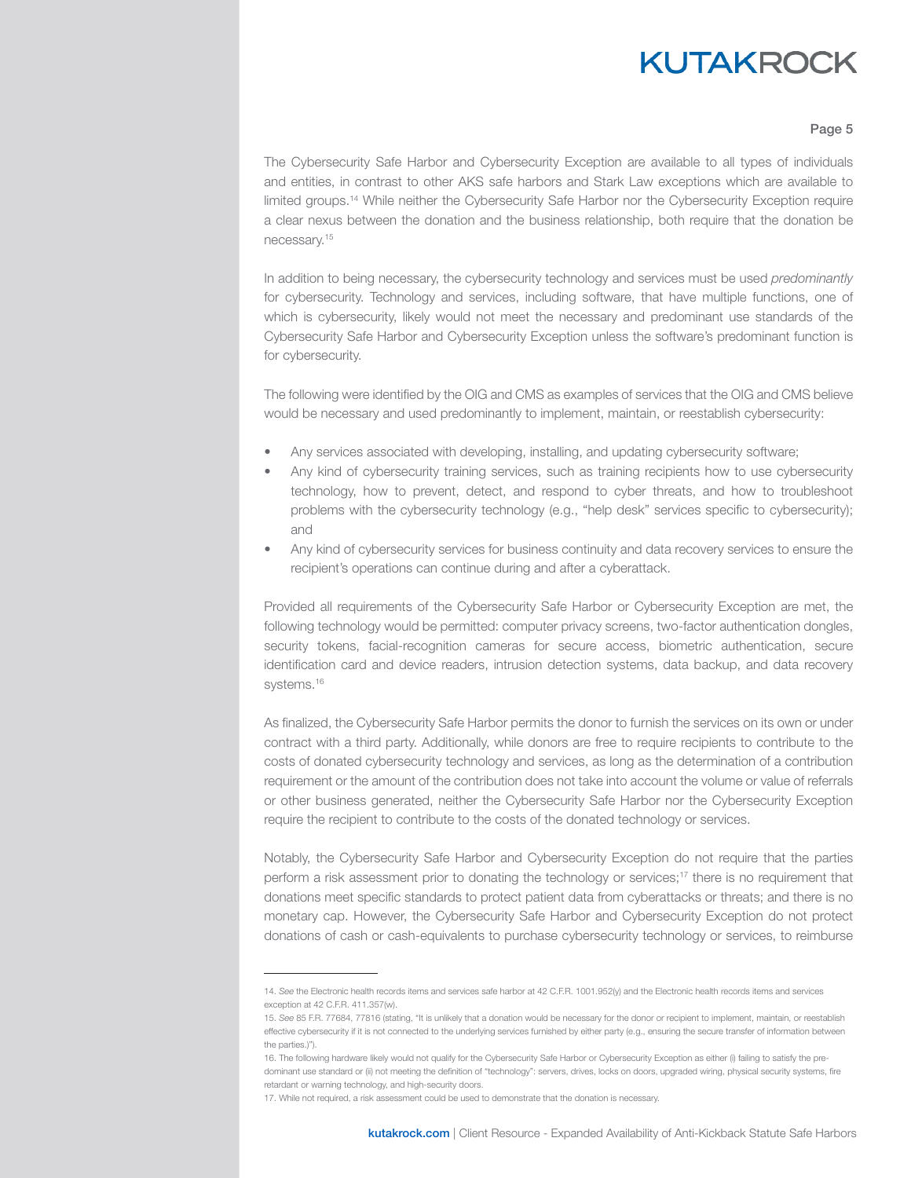The Cybersecurity Safe Harbor and Cybersecurity Exception are available to all types of individuals and entities, in contrast to other AKS safe harbors and Stark Law exceptions which are available to limited groups.[14] While neither the Cybersecurity Safe Harbor nor the Cybersecurity Exception require a clear nexus between the donation and the business relationship, both require that the donation be necessary.[15]

In addition to being necessary, the cybersecurity technology and services must be used *predominantly* for cybersecurity. Technology and services, including software, that have multiple functions, one of which is cybersecurity, likely would not meet the necessary and predominant use standards of the Cybersecurity Safe Harbor and Cybersecurity Exception unless the software's predominant function is for cybersecurity.

The following were identified by the OIG and CMS as examples of services that the OIG and CMS believe would be necessary and used predominantly to implement, maintain, or reestablish cybersecurity:

- Any services associated with developing, installing, and updating cybersecurity software;
- Any kind of cybersecurity training services, such as training recipients how to use cybersecurity technology, how to prevent, detect, and respond to cyber threats, and how to troubleshoot problems with the cybersecurity technology (e.g., "help desk" services specific to cybersecurity); and
- Any kind of cybersecurity services for business continuity and data recovery services to ensure the recipient's operations can continue during and after a cyberattack.

Provided all requirements of the Cybersecurity Safe Harbor or Cybersecurity Exception are met, the following technology would be permitted: computer privacy screens, two-factor authentication dongles, security tokens, facial-recognition cameras for secure access, biometric authentication, secure identification card and device readers, intrusion detection systems, data backup, and data recovery systems.[16]

As finalized, the Cybersecurity Safe Harbor permits the donor to furnish the services on its own or under contract with a third party. Additionally, while donors are free to require recipients to contribute to the costs of donated cybersecurity technology and services, as long as the determination of a contribution requirement or the amount of the contribution does not take into account the volume or value of referrals or other business generated, neither the Cybersecurity Safe Harbor nor the Cybersecurity Exception require the recipient to contribute to the costs of the donated technology or services.

Notably, the Cybersecurity Safe Harbor and Cybersecurity Exception do not require that the parties perform a risk assessment prior to donating the technology or services;[17] there is no requirement that donations meet specific standards to protect patient data from cyberattacks or threats; and there is no monetary cap. However, the Cybersecurity Safe Harbor and Cybersecurity Exception do not protect donations of cash or cash-equivalents to purchase cybersecurity technology or services, to reimburse

---

14. *See* the Electronic health records items and services safe harbor at 42 C.F.R. 1001.952(y) and the Electronic health records items and services exception at 42 C.F.R. 411.357(w).

15. *See* 85 F.R. 77684, 77816 (stating, "It is unlikely that a donation would be necessary for the donor or recipient to implement, maintain, or reestablish effective cybersecurity if it is not connected to the underlying services furnished by either party (e.g., ensuring the secure transfer of information between the parties.)").

16. The following hardware likely would not qualify for the Cybersecurity Safe Harbor or Cybersecurity Exception as either (i) failing to satisfy the pre-dominant use standard or (ii) not meeting the definition of "technology": servers, drives, locks on doors, upgraded wiring, physical security systems, fire retardant or warning technology, and high-security doors.

17. While not required, a risk assessment could be used to demonstrate that the donation is necessary.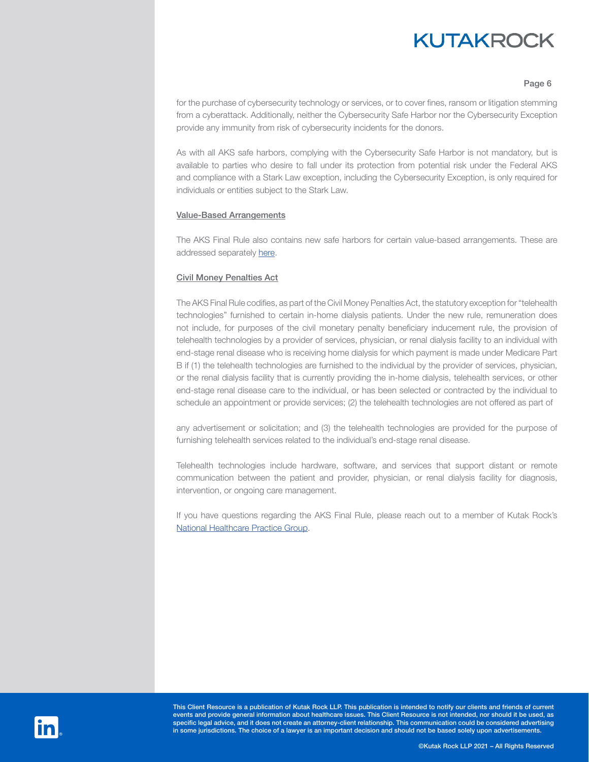for the purchase of cybersecurity technology or services, or to cover fines, ransom or litigation stemming from a cyberattack. Additionally, neither the Cybersecurity Safe Harbor nor the Cybersecurity Exception provide any immunity from risk of cybersecurity incidents for the donors.

As with all AKS safe harbors, complying with the Cybersecurity Safe Harbor is not mandatory, but is available to parties who desire to fall under its protection from potential risk under the Federal AKS and compliance with a Stark Law exception, including the Cybersecurity Exception, is only required for individuals or entities subject to the Stark Law.

## Value-Based Arrangements

The AKS Final Rule also contains new safe harbors for certain value-based arrangements. These are addressed separately here.

## Civil Money Penalties Act

The AKS Final Rule codifies, as part of the Civil Money Penalties Act, the statutory exception for "telehealth technologies" furnished to certain in-home dialysis patients. Under the new rule, remuneration does not include, for purposes of the civil monetary penalty beneficiary inducement rule, the provision of telehealth technologies by a provider of services, physician, or renal dialysis facility to an individual with end-stage renal disease who is receiving home dialysis for which payment is made under Medicare Part B if (1) the telehealth technologies are furnished to the individual by the provider of services, physician, or the renal dialysis facility that is currently providing the in-home dialysis, telehealth services, or other end-stage renal disease care to the individual, or has been selected or contracted by the individual to schedule an appointment or provide services; (2) the telehealth technologies are not offered as part of any advertisement or solicitation; and (3) the telehealth technologies are provided for the purpose of furnishing telehealth services related to the individual's end-stage renal disease.

Telehealth technologies include hardware, software, and services that support distant or remote communication between the patient and provider, physician, or renal dialysis facility for diagnosis, intervention, or ongoing care management.

If you have questions regarding the AKS Final Rule, please reach out to a member of Kutak Rock's National Healthcare Practice Group.

This Client Resource is a publication of Kutak Rock LLP. This publication is intended to notify our clients and friends of current events and provide general information about healthcare issues. This Client Resource is not intended, nor should it be used, as specific legal advice, and it does not create an attorney-client relationship. This communication could be considered advertising in some jurisdictions. The choice of a lawyer is an important decision and should not be based solely upon advertisements.

©Kutak Rock LLP 2021 – All Rights Reserved